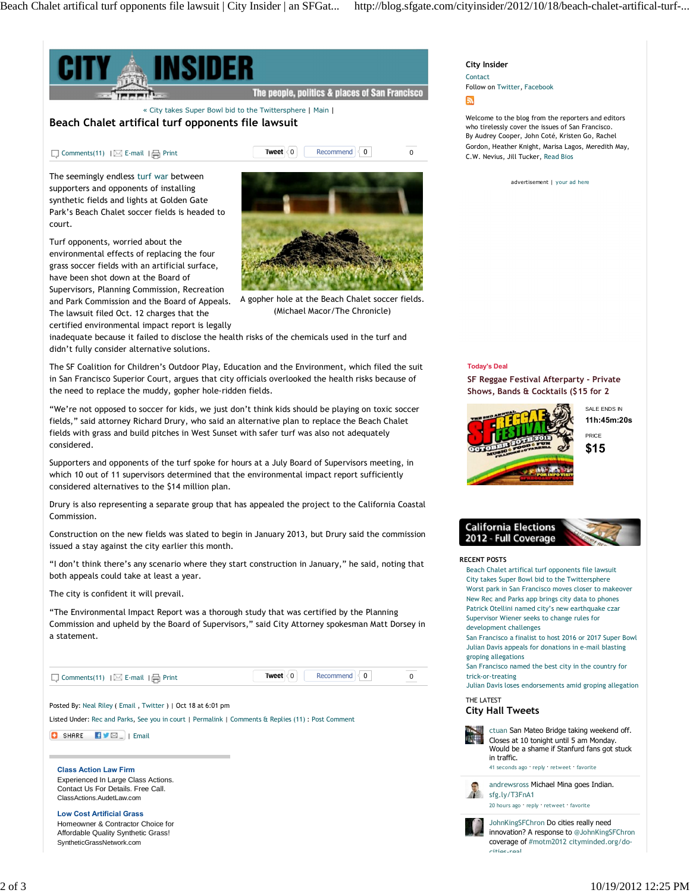# CITY INSIDER

The people, politics & places of San Francisco

« City takes Super Bowl bid to the Twittersphere | Main |

## Beach Chalet artifical turf opponents file lawsuit

Comments(11) | E-mail | Print    Tweet 0    Recommend 0    0

The seemingly endless turf war between supporters and opponents of installing synthetic fields and lights at Golden Gate Park's Beach Chalet soccer fields is headed to court.

A gopher hole at the Beach Chalet soccer fields. (Michael Macor/The Chronicle)

Turf opponents, worried about the environmental effects of replacing the four grass soccer fields with an artificial surface, have been shot down at the Board of Supervisors, Planning Commission, Recreation and Park Commission and the Board of Appeals. The lawsuit filed Oct. 12 charges that the certified environmental impact report is legally inadequate because it failed to disclose the health risks of the chemicals used in the turf and didn't fully consider alternative solutions.

The SF Coalition for Children's Outdoor Play, Education and the Environment, which filed the suit in San Francisco Superior Court, argues that city officials overlooked the health risks because of the need to replace the muddy, gopher hole-ridden fields.

"We're not opposed to soccer for kids, we just don't think kids should be playing on toxic soccer fields," said attorney Richard Drury, who said an alternative plan to replace the Beach Chalet fields with grass and build pitches in West Sunset with safer turf was also not adequately considered.

Supporters and opponents of the turf spoke for hours at a July Board of Supervisors meeting, in which 10 out of 11 supervisors determined that the environmental impact report sufficiently considered alternatives to the $14 million plan.

Drury is also representing a separate group that has appealed the project to the California Coastal Commission.

Construction on the new fields was slated to begin in January 2013, but Drury said the commission issued a stay against the city earlier this month.

"I don't think there's any scenario where they start construction in January," he said, noting that both appeals could take at least a year.

The city is confident it will prevail.

"The Environmental Impact Report was a thorough study that was certified by the Planning Commission and upheld by the Board of Supervisors," said City Attorney spokesman Matt Dorsey in a statement.

Comments(11) | E-mail | Print    Tweet 0    Recommend 0    0

Posted By: Neal Riley ( Email , Twitter ) | Oct 18 at 6:01 pm

Listed Under: Rec and Parks, See you in court | Permalink | Comments & Replies (11) : Post Comment

SHARE | Email

**Class Action Law Firm**
Experienced In Large Class Actions. Contact Us For Details. Free Call.
ClassActions.AudetLaw.com

**Low Cost Artificial Grass**
Homeowner & Contractor Choice for Affordable Quality Synthetic Grass!
SyntheticGrassNetwork.com

---

### City Insider

Contact
Follow on Twitter, Facebook

Welcome to the blog from the reporters and editors who tirelessly cover the issues of San Francisco. By Audrey Cooper, John Coté, Kristen Go, Rachel Gordon, Heather Knight, Marisa Lagos, Meredith May, C.W. Nevius, Jill Tucker, Read Bios

advertisement | your ad here

**Today's Deal**

**SF Reggae Festival Afterparty - Private Shows, Bands & Cocktails ($15 for 2**

SALE ENDS IN
**11h:45m:20s**

PRICE
**$15**

California Elections 2012 - Full Coverage

### RECENT POSTS

- Beach Chalet artifical turf opponents file lawsuit
- City takes Super Bowl bid to the Twittersphere
- Worst park in San Francisco moves closer to makeover
- New Rec and Parks app brings city data to phones
- Patrick Otellini named city's new earthquake czar
- Supervisor Wiener seeks to change rules for development challenges
- San Francisco a finalist to host 2016 or 2017 Super Bowl
- Julian Davis appeals for donations in e-mail blasting groping allegations
- San Francisco named the best city in the country for trick-or-treating
- Julian Davis loses endorsements amid groping allegation

THE LATEST

### City Hall Tweets

ctuan San Mateo Bridge taking weekend off. Closes at 10 tonight until 5 am Monday. Would be a shame if Stanfurd fans got stuck in traffic.
41 seconds ago · reply · retweet · favorite

andrewsross Michael Mina goes Indian. sfg.ly/T3FnA1
20 hours ago · reply · retweet · favorite

JohnKingSFChron Do cities really need innovation? A response to @JohnKingSFChron coverage of #motm2012 cityminded.org/do-cities-real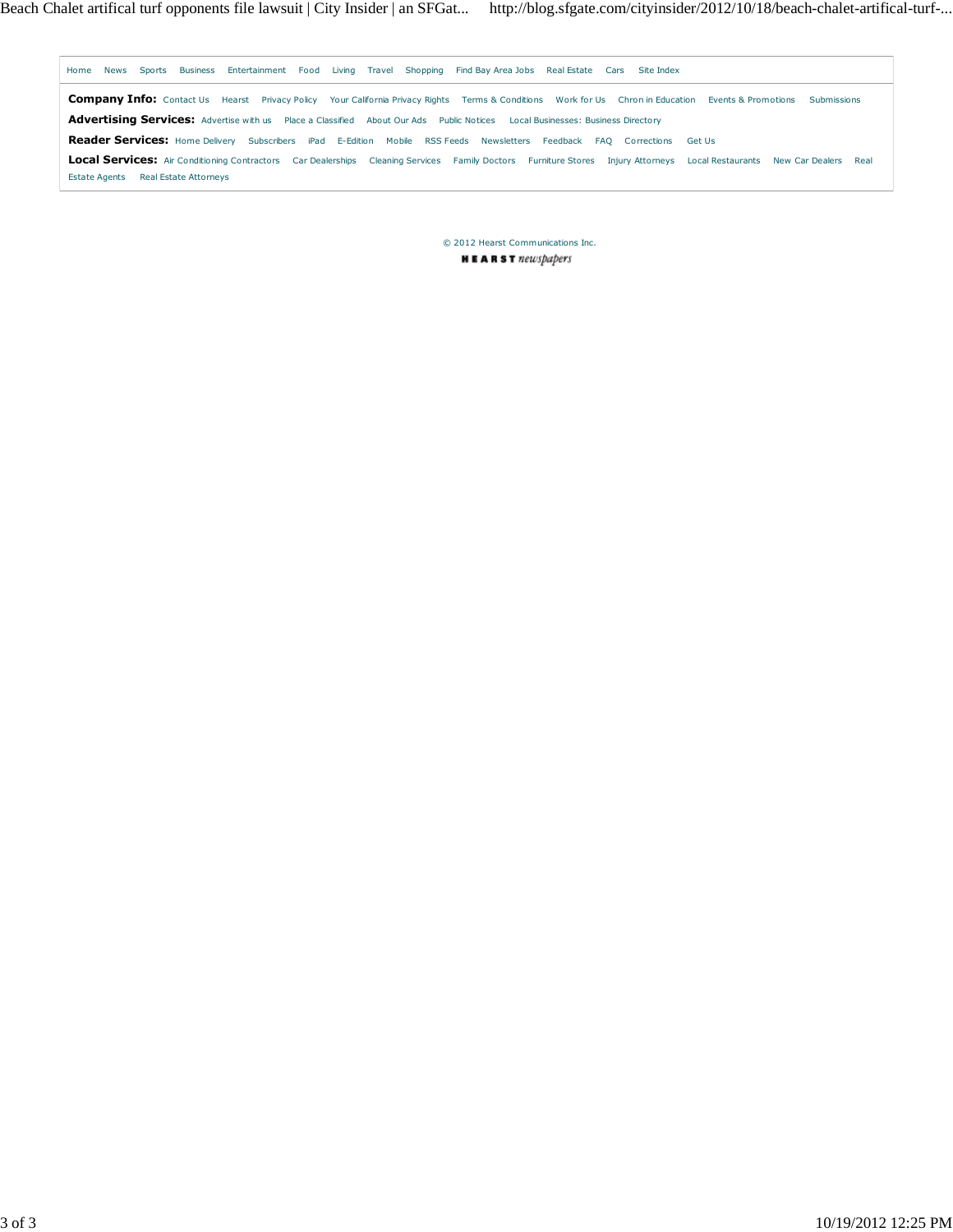Home News Sports Business Entertainment Food Living Travel Shopping Find Bay Area Jobs Real Estate Cars Site Index

**Company Info:** Contact Us Hearst Privacy Policy Your California Privacy Rights Terms & Conditions Work for Us Chron in Education Events & Promotions Submissions

**Advertising Services:** Advertise with us Place a Classified About Our Ads Public Notices Local Businesses: Business Directory

**Reader Services:** Home Delivery Subscribers iPad E-Edition Mobile RSS Feeds Newsletters Feedback FAQ Corrections Get Us

**Local Services:** Air Conditioning Contractors Car Dealerships Cleaning Services Family Doctors Furniture Stores Injury Attorneys Local Restaurants New Car Dealers Real Estate Agents Real Estate Attorneys

© 2012 Hearst Communications Inc.

HEARST *newspapers*